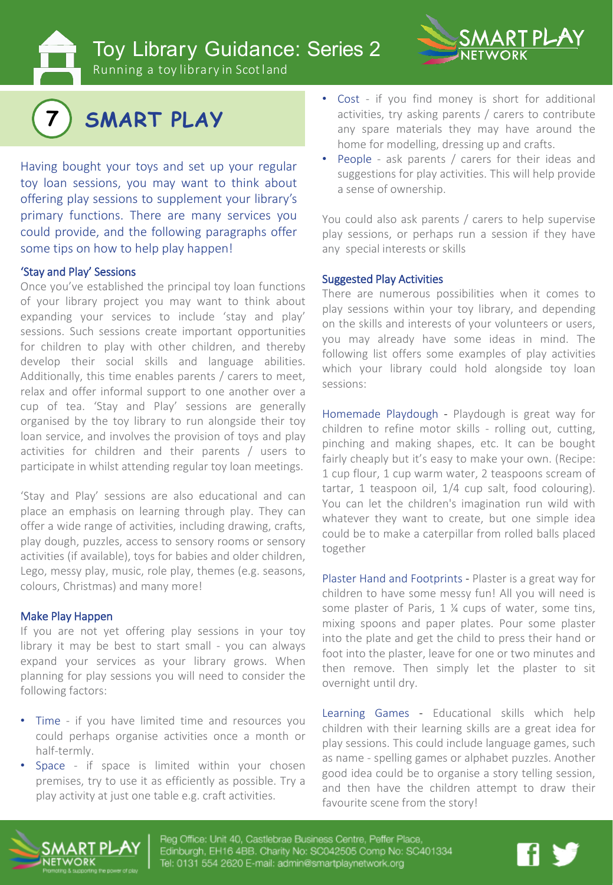# Toy Library Guidance: Series 2

Running a toy library in Scotland

## 7 SMART PLAY

Having bought your toys and set up your regular toy loan sessions, you may want to think about offering play sessions to supplement your library's primary functions. There are many services you could provide, and the following paragraphs offer some tips on how to help play happen!

### 'Stay and Play' Sessions

Once you've established the principal toy loan functions of your library project you may want to think about expanding your services to include 'stay and play' sessions. Such sessions create important opportunities for children to play with other children, and thereby develop their social skills and language abilities. Additionally, this time enables parents / carers to meet, relax and offer informal support to one another over a cup of tea. 'Stay and Play' sessions are generally organised by the toy library to run alongside their toy loan service, and involves the provision of toys and play activities for children and their parents / users to participate in whilst attending regular toy loan meetings.

'Stay and Play' sessions are also educational and can place an emphasis on learning through play. They can offer a wide range of activities, including drawing, crafts, play dough, puzzles, access to sensory rooms or sensory activities (if available), toys for babies and older children, Lego, messy play, music, role play, themes (e.g. seasons, colours, Christmas) and many more!

### Make Play Happen

If you are not yet offering play sessions in your toy library it may be best to start small - you can always expand your services as your library grows. When planning for play sessions you will need to consider the following factors:

- Time - if you have limited time and resources you could perhaps organise activities once a month or half-termly.
- Space - if space is limited within your chosen premises, try to use it as efficiently as possible. Try a play activity at just one table e.g. craft activities.
- Cost - if you find money is short for additional activities, try asking parents / carers to contribute any spare materials they may have around the home for modelling, dressing up and crafts.
- People - ask parents / carers for their ideas and suggestions for play activities. This will help provide a sense of ownership.

You could also ask parents / carers to help supervise play sessions, or perhaps run a session if they have any special interests or skills

### Suggested Play Activities

There are numerous possibilities when it comes to play sessions within your toy library, and depending on the skills and interests of your volunteers or users, you may already have some ideas in mind. The following list offers some examples of play activities which your library could hold alongside toy loan sessions:

Homemade Playdough - Playdough is great way for children to refine motor skills - rolling out, cutting, pinching and making shapes, etc. It can be bought fairly cheaply but it's easy to make your own. (Recipe: 1 cup flour, 1 cup warm water, 2 teaspoons scream of tartar, 1 teaspoon oil, 1/4 cup salt, food colouring). You can let the children's imagination run wild with whatever they want to create, but one simple idea could be to make a caterpillar from rolled balls placed together

Plaster Hand and Footprints - Plaster is a great way for children to have some messy fun! All you will need is some plaster of Paris, 1 ¼ cups of water, some tins, mixing spoons and paper plates. Pour some plaster into the plate and get the child to press their hand or foot into the plaster, leave for one or two minutes and then remove. Then simply let the plaster to sit overnight until dry.

Learning Games - Educational skills which help children with their learning skills are a great idea for play sessions. This could include language games, such as name - spelling games or alphabet puzzles. Another good idea could be to organise a story telling session, and then have the children attempt to draw their favourite scene from the story!

Reg Office: Unit 40, Castlebrae Business Centre, Peffer Place, Edinburgh, EH16 4BB. Charity No: SC042505 Comp No: SC401334
Tel: 0131 554 2620 E-mail: admin@smartplaynetwork.org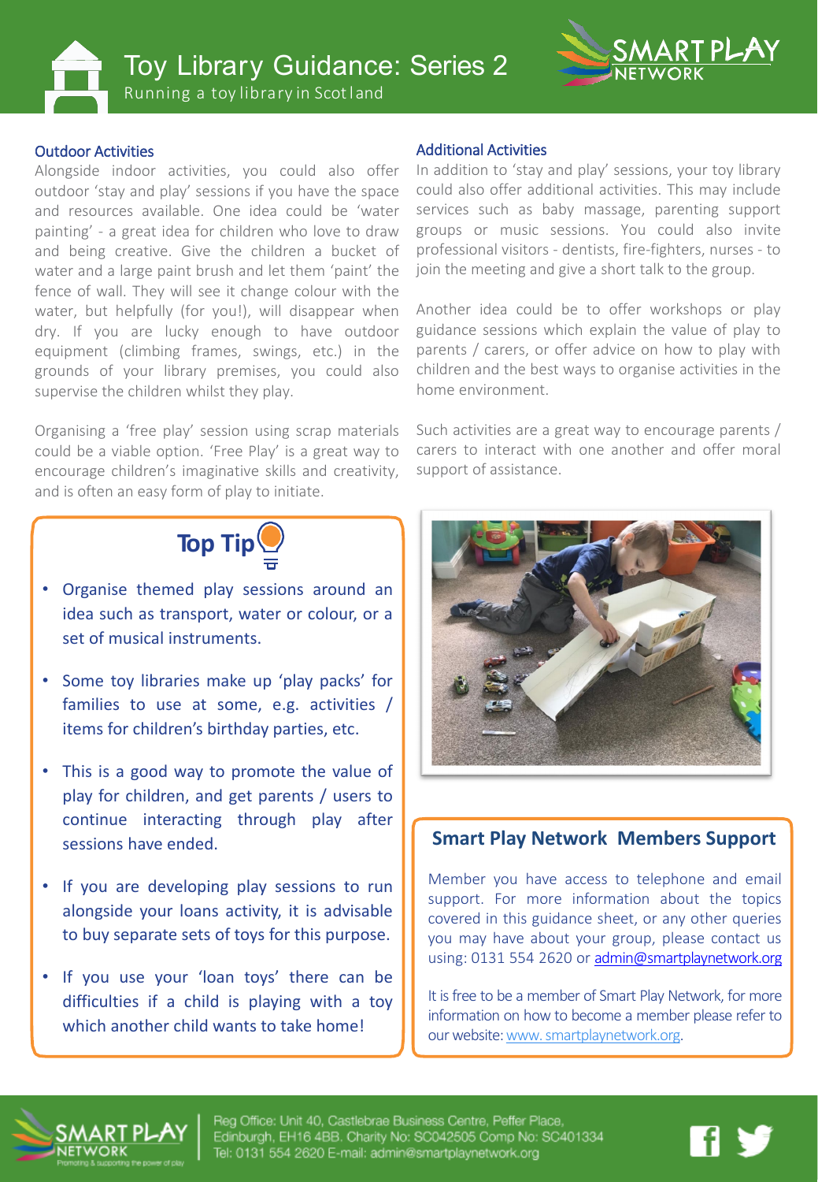# Toy Library Guidance: Series 2

Running a toy library in Scotland

## Outdoor Activities

Alongside indoor activities, you could also offer outdoor 'stay and play' sessions if you have the space and resources available. One idea could be 'water painting' - a great idea for children who love to draw and being creative. Give the children a bucket of water and a large paint brush and let them 'paint' the fence of wall. They will see it change colour with the water, but helpfully (for you!), will disappear when dry. If you are lucky enough to have outdoor equipment (climbing frames, swings, etc.) in the grounds of your library premises, you could also supervise the children whilst they play.

Organising a 'free play' session using scrap materials could be a viable option. 'Free Play' is a great way to encourage children's imaginative skills and creativity, and is often an easy form of play to initiate.

## Additional Activities

In addition to 'stay and play' sessions, your toy library could also offer additional activities. This may include services such as baby massage, parenting support groups or music sessions. You could also invite professional visitors - dentists, fire-fighters, nurses - to join the meeting and give a short talk to the group.

Another idea could be to offer workshops or play guidance sessions which explain the value of play to parents / carers, or offer advice on how to play with children and the best ways to organise activities in the home environment.

Such activities are a great way to encourage parents / carers to interact with one another and offer moral support of assistance.

## Top Tip

- Organise themed play sessions around an idea such as transport, water or colour, or a set of musical instruments.
- Some toy libraries make up 'play packs' for families to use at some, e.g. activities / items for children's birthday parties, etc.
- This is a good way to promote the value of play for children, and get parents / users to continue interacting through play after sessions have ended.
- If you are developing play sessions to run alongside your loans activity, it is advisable to buy separate sets of toys for this purpose.
- If you use your 'loan toys' there can be difficulties if a child is playing with a toy which another child wants to take home!

## Smart Play Network Members Support

Member you have access to telephone and email support. For more information about the topics covered in this guidance sheet, or any other queries you may have about your group, please contact us using: 0131 554 2620 or admin@smartplaynetwork.org

It is free to be a member of Smart Play Network, for more information on how to become a member please refer to our website: www. smartplaynetwork.org.

Reg Office: Unit 40, Castlebrae Business Centre, Peffer Place, Edinburgh, EH16 4BB. Charity No: SC042505 Comp No: SC401334
Tel: 0131 554 2620 E-mail: admin@smartplaynetwork.org